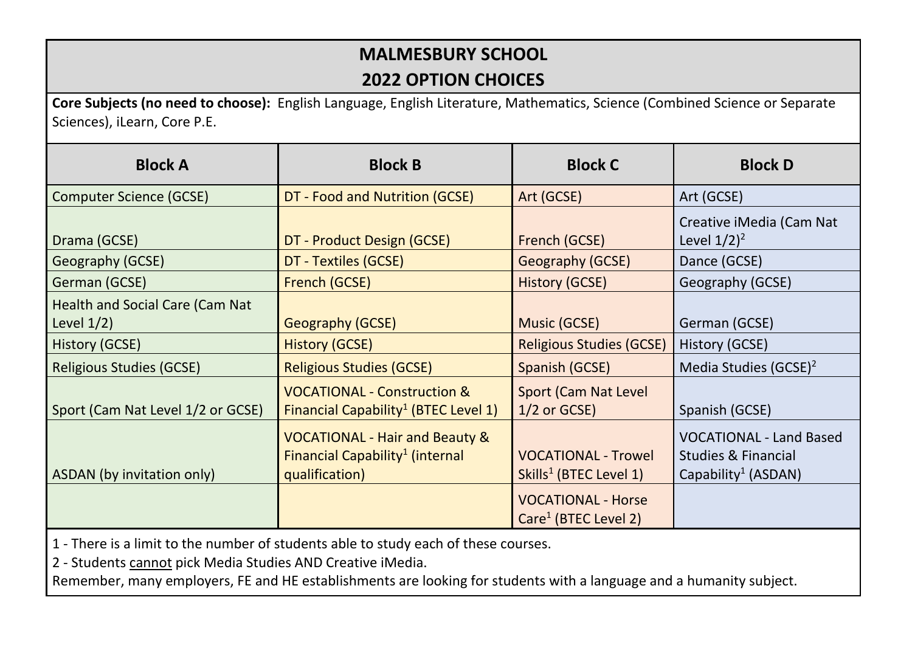# MALMESBURY SCHOOL
# 2022 OPTION CHOICES

**Core Subjects (no need to choose):** English Language, English Literature, Mathematics, Science (Combined Science or Separate Sciences), iLearn, Core P.E.

| Block A | Block B | Block C | Block D |
|---|---|---|---|
| Computer Science (GCSE) | DT - Food and Nutrition (GCSE) | Art (GCSE) | Art (GCSE) |
| Drama (GCSE) | DT - Product Design (GCSE) | French (GCSE) | Creative iMedia (Cam Nat Level 1/2)[2] |
| Geography (GCSE) | DT - Textiles (GCSE) | Geography (GCSE) | Dance (GCSE) |
| German (GCSE) | French (GCSE) | History (GCSE) | Geography (GCSE) |
| Health and Social Care (Cam Nat Level 1/2) | Geography (GCSE) | Music (GCSE) | German (GCSE) |
| History (GCSE) | History (GCSE) | Religious Studies (GCSE) | History (GCSE) |
| Religious Studies (GCSE) | Religious Studies (GCSE) | Spanish (GCSE) | Media Studies (GCSE)[2] |
| Sport (Cam Nat Level 1/2 or GCSE) | VOCATIONAL - Construction & Financial Capability[1] (BTEC Level 1) | Sport (Cam Nat Level 1/2 or GCSE) | Spanish (GCSE) |
| ASDAN (by invitation only) | VOCATIONAL - Hair and Beauty & Financial Capability[1] (internal qualification) | VOCATIONAL - Trowel Skills[1] (BTEC Level 1) | VOCATIONAL - Land Based Studies & Financial Capability[1] (ASDAN) |
| | | VOCATIONAL - Horse Care[1] (BTEC Level 2) | |

1 - There is a limit to the number of students able to study each of these courses.

2 - Students <u>cannot</u> pick Media Studies AND Creative iMedia.

Remember, many employers, FE and HE establishments are looking for students with a language and a humanity subject.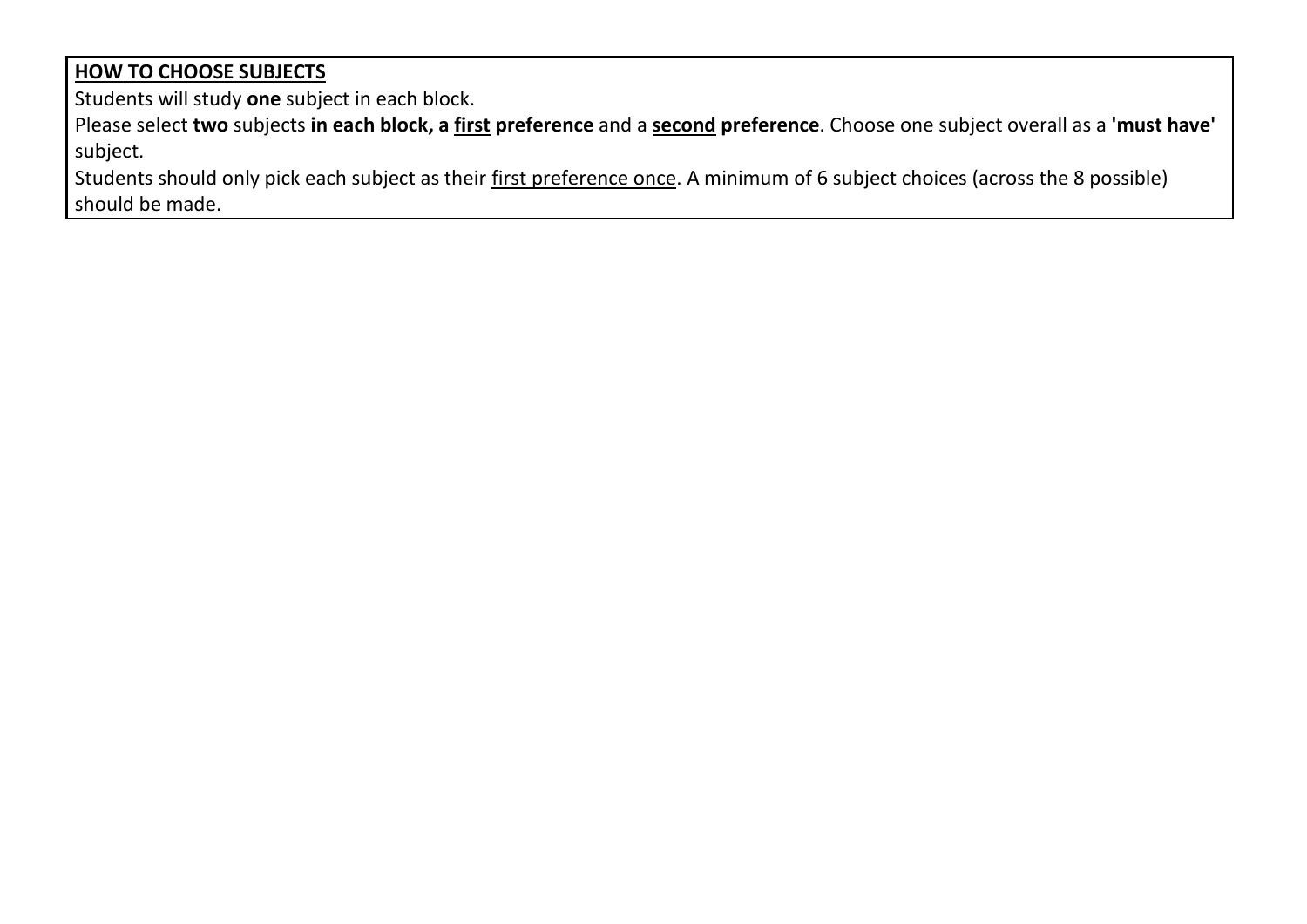**<u>HOW TO CHOOSE SUBJECTS</u>**

Students will study **one** subject in each block.

Please select **two** subjects **in each block, a <u>first</u> preference** and a **<u>second</u> preference**. Choose one subject overall as a **'must have'** subject.

Students should only pick each subject as their <u>first preference once</u>. A minimum of 6 subject choices (across the 8 possible) should be made.